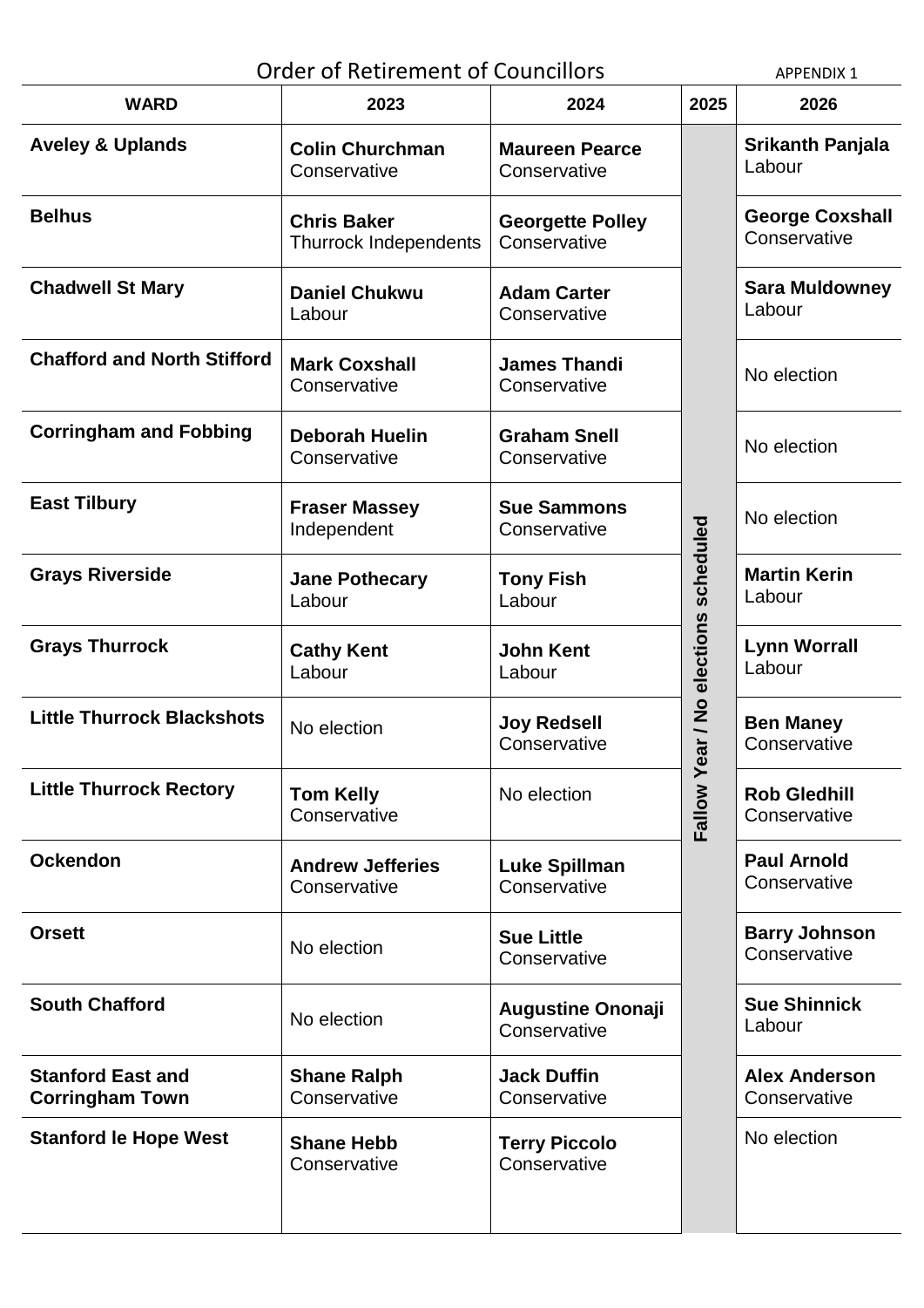# Order of Retirement of Councillors

APPENDIX 1

| WARD | 2023 | 2024 | 2025 | 2026 |
|---|---|---|---|---|
| **Aveley & Uplands** | **Colin Churchman** Conservative | **Maureen Pearce** Conservative | Fallow Year / No elections scheduled | **Srikanth Panjala** Labour |
| **Belhus** | **Chris Baker** Thurrock Independents | **Georgette Polley** Conservative | | **George Coxshall** Conservative |
| **Chadwell St Mary** | **Daniel Chukwu** Labour | **Adam Carter** Conservative | | **Sara Muldowney** Labour |
| **Chafford and North Stifford** | **Mark Coxshall** Conservative | **James Thandi** Conservative | | No election |
| **Corringham and Fobbing** | **Deborah Huelin** Conservative | **Graham Snell** Conservative | | No election |
| **East Tilbury** | **Fraser Massey** Independent | **Sue Sammons** Conservative | | No election |
| **Grays Riverside** | **Jane Pothecary** Labour | **Tony Fish** Labour | | **Martin Kerin** Labour |
| **Grays Thurrock** | **Cathy Kent** Labour | **John Kent** Labour | | **Lynn Worrall** Labour |
| **Little Thurrock Blackshots** | No election | **Joy Redsell** Conservative | | **Ben Maney** Conservative |
| **Little Thurrock Rectory** | **Tom Kelly** Conservative | No election | | **Rob Gledhill** Conservative |
| **Ockendon** | **Andrew Jefferies** Conservative | **Luke Spillman** Conservative | | **Paul Arnold** Conservative |
| **Orsett** | No election | **Sue Little** Conservative | | **Barry Johnson** Conservative |
| **South Chafford** | No election | **Augustine Ononaji** Conservative | | **Sue Shinnick** Labour |
| **Stanford East and Corringham Town** | **Shane Ralph** Conservative | **Jack Duffin** Conservative | | **Alex Anderson** Conservative |
| **Stanford le Hope West** | **Shane Hebb** Conservative | **Terry Piccolo** Conservative | | No election |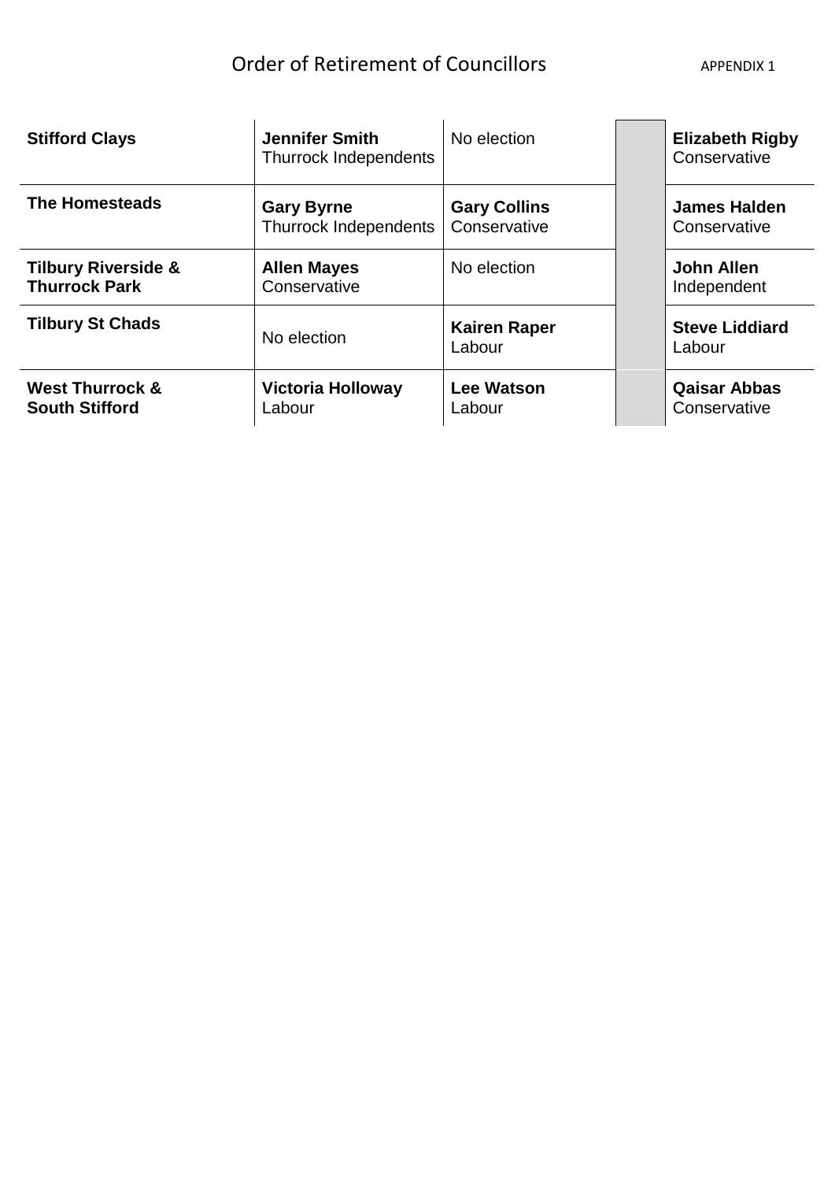Order of Retirement of Councillors

APPENDIX 1

| | | | | |
|---|---|---|---|---|
| **Stifford Clays** | **Jennifer Smith** Thurrock Independents | No election | | **Elizabeth Rigby** Conservative |
| **The Homesteads** | **Gary Byrne** Thurrock Independents | **Gary Collins** Conservative | | **James Halden** Conservative |
| **Tilbury Riverside & Thurrock Park** | **Allen Mayes** Conservative | No election | | **John Allen** Independent |
| **Tilbury St Chads** | No election | **Kairen Raper** Labour | | **Steve Liddiard** Labour |
| **West Thurrock & South Stifford** | **Victoria Holloway** Labour | **Lee Watson** Labour | | **Qaisar Abbas** Conservative |